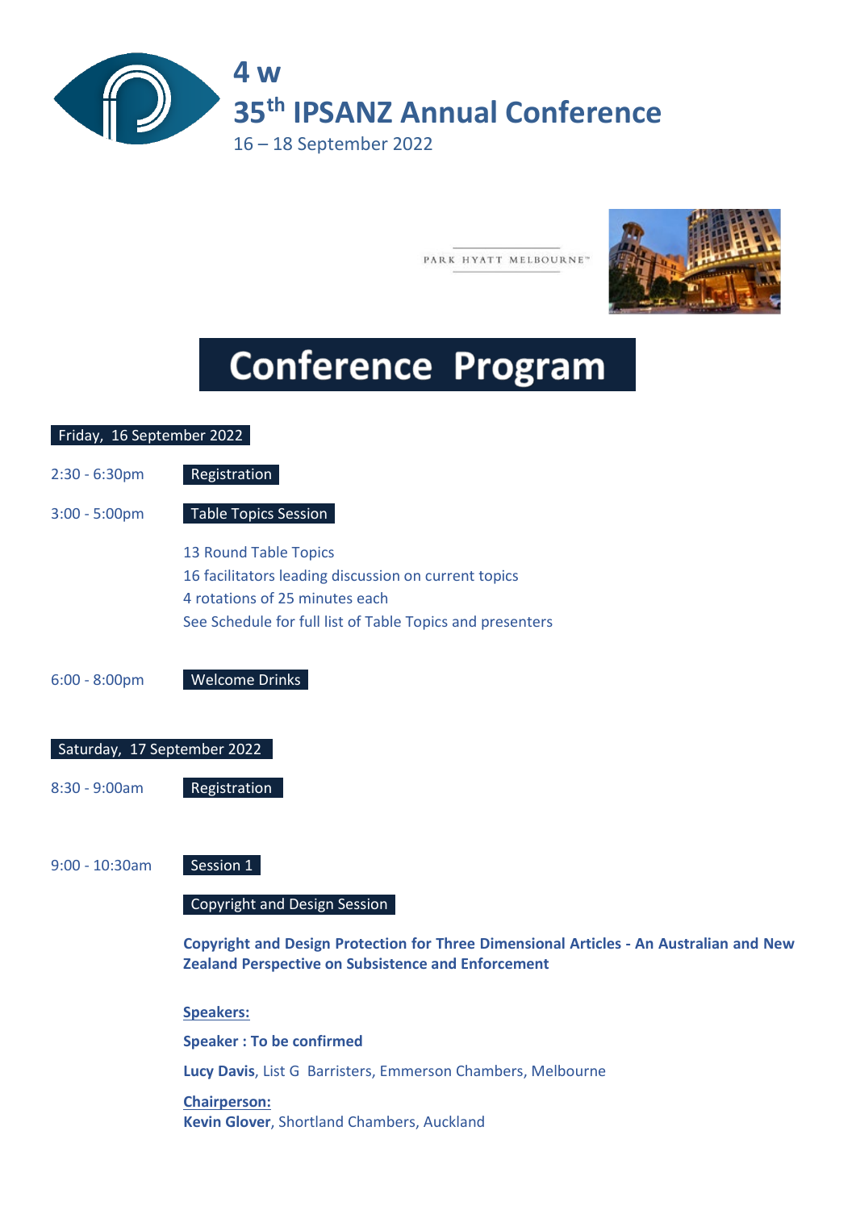# 4 w
# 35th IPSANZ Annual Conference

16 – 18 September 2022

PARK HYATT MELBOURNE™

## Conference Program

### Friday, 16 September 2022

2:30 - 6:30pm **Registration**

3:00 - 5:00pm **Table Topics Session**

13 Round Table Topics
16 facilitators leading discussion on current topics
4 rotations of 25 minutes each
See Schedule for full list of Table Topics and presenters

6:00 - 8:00pm **Welcome Drinks**

### Saturday, 17 September 2022

8:30 - 9:00am **Registration**

9:00 - 10:30am **Session 1**

**Copyright and Design Session**

**Copyright and Design Protection for Three Dimensional Articles - An Australian and New Zealand Perspective on Subsistence and Enforcement**

**Speakers:**

**Speaker : To be confirmed**

**Lucy Davis**, List G Barristers, Emmerson Chambers, Melbourne

**Chairperson:**
**Kevin Glover**, Shortland Chambers, Auckland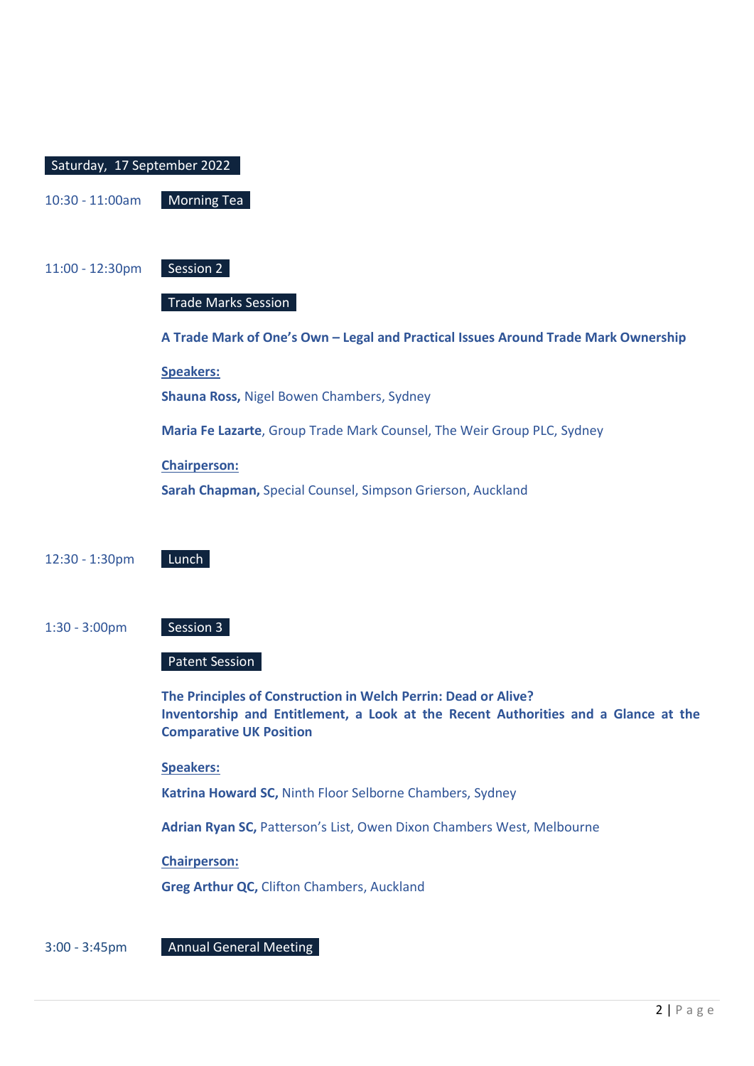## Saturday, 17 September 2022

10:30 - 11:00am **Morning Tea**

11:00 - 12:30pm **Session 2**

**Trade Marks Session**

**A Trade Mark of One's Own – Legal and Practical Issues Around Trade Mark Ownership**

**Speakers:**

**Shauna Ross,** Nigel Bowen Chambers, Sydney

**Maria Fe Lazarte**, Group Trade Mark Counsel, The Weir Group PLC, Sydney

**Chairperson:**

**Sarah Chapman,** Special Counsel, Simpson Grierson, Auckland

12:30 - 1:30pm **Lunch**

1:30 - 3:00pm **Session 3**

**Patent Session**

**The Principles of Construction in Welch Perrin: Dead or Alive?**
**Inventorship and Entitlement, a Look at the Recent Authorities and a Glance at the Comparative UK Position**

**Speakers:**

**Katrina Howard SC,** Ninth Floor Selborne Chambers, Sydney

**Adrian Ryan SC,** Patterson's List, Owen Dixon Chambers West, Melbourne

**Chairperson:**

**Greg Arthur QC,** Clifton Chambers, Auckland

3:00 - 3:45pm **Annual General Meeting**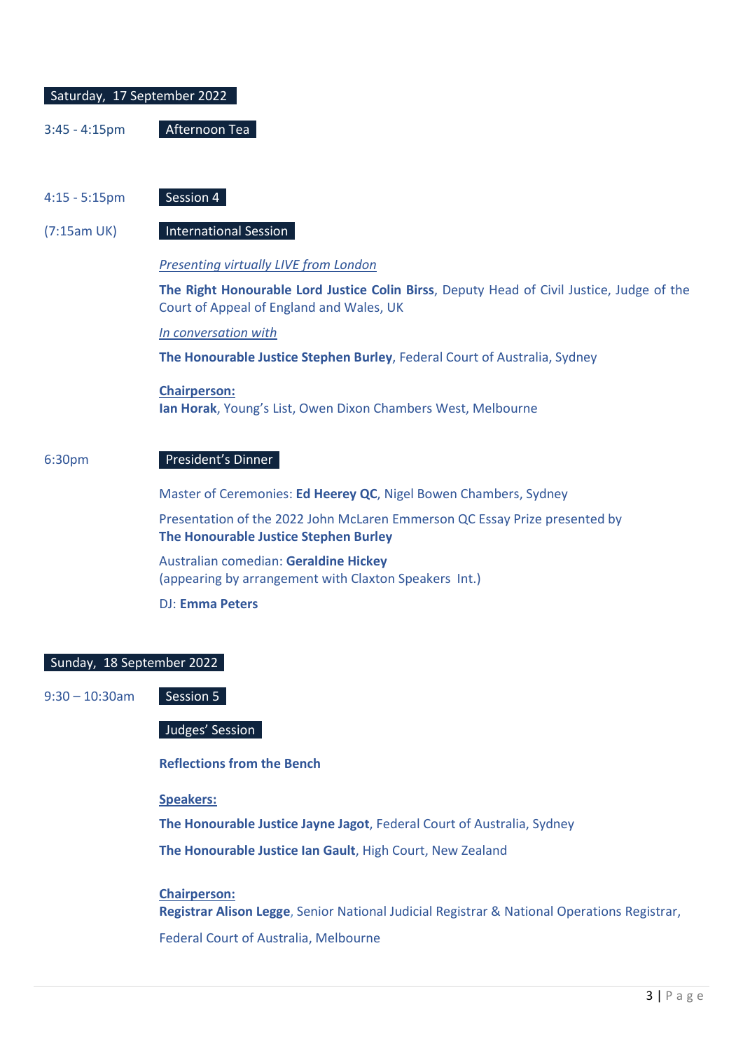## Saturday, 17 September 2022

3:45 - 4:15pm **Afternoon Tea**

4:15 - 5:15pm **Session 4**

(7:15am UK) **International Session**

*Presenting virtually LIVE from London*

**The Right Honourable Lord Justice Colin Birss**, Deputy Head of Civil Justice, Judge of the Court of Appeal of England and Wales, UK

*In conversation with*

**The Honourable Justice Stephen Burley**, Federal Court of Australia, Sydney

**Chairperson:**
**Ian Horak**, Young's List, Owen Dixon Chambers West, Melbourne

6:30pm **President's Dinner**

Master of Ceremonies: **Ed Heerey QC**, Nigel Bowen Chambers, Sydney

Presentation of the 2022 John McLaren Emmerson QC Essay Prize presented by **The Honourable Justice Stephen Burley**

Australian comedian: **Geraldine Hickey**
(appearing by arrangement with Claxton Speakers Int.)

DJ: **Emma Peters**

## Sunday, 18 September 2022

9:30 – 10:30am **Session 5**

**Judges' Session**

**Reflections from the Bench**

**Speakers:**

**The Honourable Justice Jayne Jagot**, Federal Court of Australia, Sydney

**The Honourable Justice Ian Gault**, High Court, New Zealand

**Chairperson:**
**Registrar Alison Legge**, Senior National Judicial Registrar & National Operations Registrar, Federal Court of Australia, Melbourne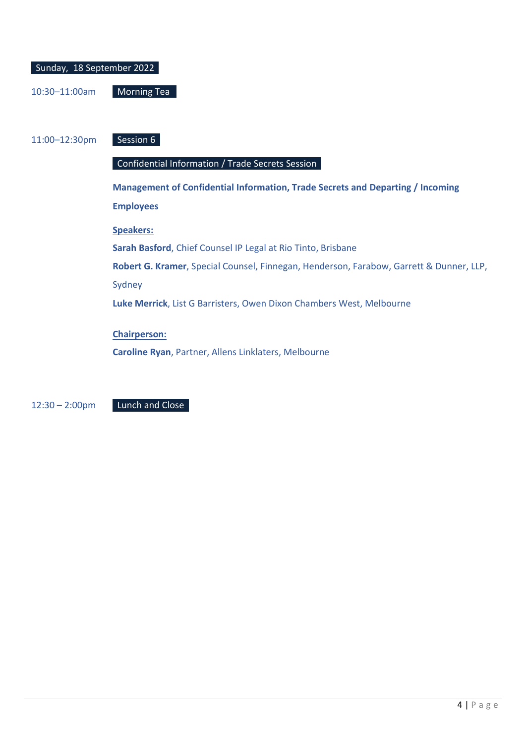## Sunday, 18 September 2022

10:30–11:00am **Morning Tea**

11:00–12:30pm **Session 6**

**Confidential Information / Trade Secrets Session**

**Management of Confidential Information, Trade Secrets and Departing / Incoming Employees**

**Speakers:**

**Sarah Basford**, Chief Counsel IP Legal at Rio Tinto, Brisbane

**Robert G. Kramer**, Special Counsel, Finnegan, Henderson, Farabow, Garrett & Dunner, LLP, Sydney

**Luke Merrick**, List G Barristers, Owen Dixon Chambers West, Melbourne

**Chairperson:**

**Caroline Ryan**, Partner, Allens Linklaters, Melbourne

12:30 – 2:00pm **Lunch and Close**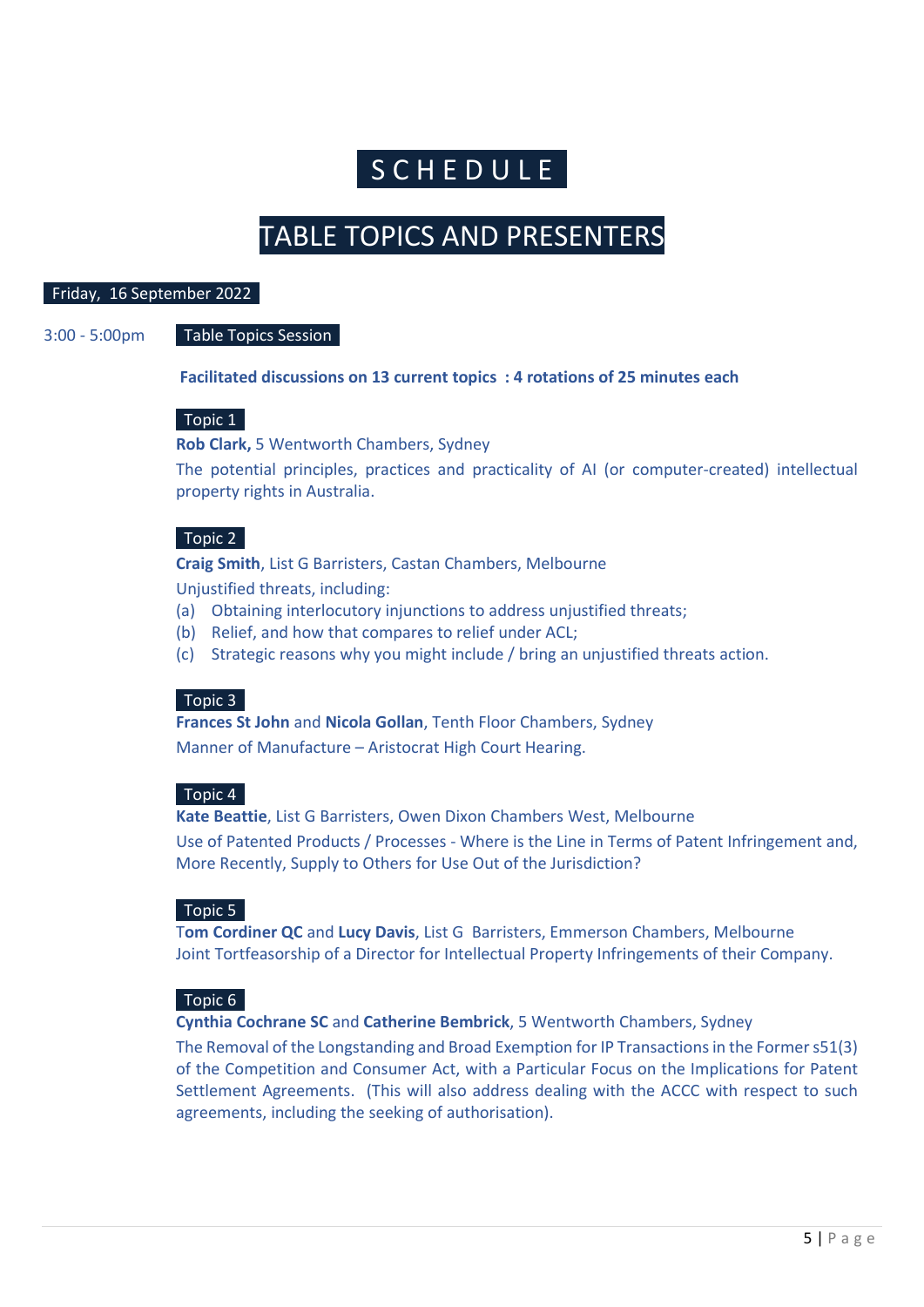# SCHEDULE

## TABLE TOPICS AND PRESENTERS

**Friday, 16 September 2022**

3:00 - 5:00pm **Table Topics Session**

**Facilitated discussions on 13 current topics : 4 rotations of 25 minutes each**

### Topic 1

**Rob Clark,** 5 Wentworth Chambers, Sydney

The potential principles, practices and practicality of AI (or computer-created) intellectual property rights in Australia.

### Topic 2

**Craig Smith**, List G Barristers, Castan Chambers, Melbourne

Unjustified threats, including:

(a) Obtaining interlocutory injunctions to address unjustified threats;
(b) Relief, and how that compares to relief under ACL;
(c) Strategic reasons why you might include / bring an unjustified threats action.

### Topic 3

**Frances St John** and **Nicola Gollan**, Tenth Floor Chambers, Sydney

Manner of Manufacture – Aristocrat High Court Hearing.

### Topic 4

**Kate Beattie**, List G Barristers, Owen Dixon Chambers West, Melbourne

Use of Patented Products / Processes - Where is the Line in Terms of Patent Infringement and, More Recently, Supply to Others for Use Out of the Jurisdiction?

### Topic 5

**Tom Cordiner QC** and **Lucy Davis**, List G Barristers, Emmerson Chambers, Melbourne

Joint Tortfeasorship of a Director for Intellectual Property Infringements of their Company.

### Topic 6

**Cynthia Cochrane SC** and **Catherine Bembrick**, 5 Wentworth Chambers, Sydney

The Removal of the Longstanding and Broad Exemption for IP Transactions in the Former s51(3) of the Competition and Consumer Act, with a Particular Focus on the Implications for Patent Settlement Agreements. (This will also address dealing with the ACCC with respect to such agreements, including the seeking of authorisation).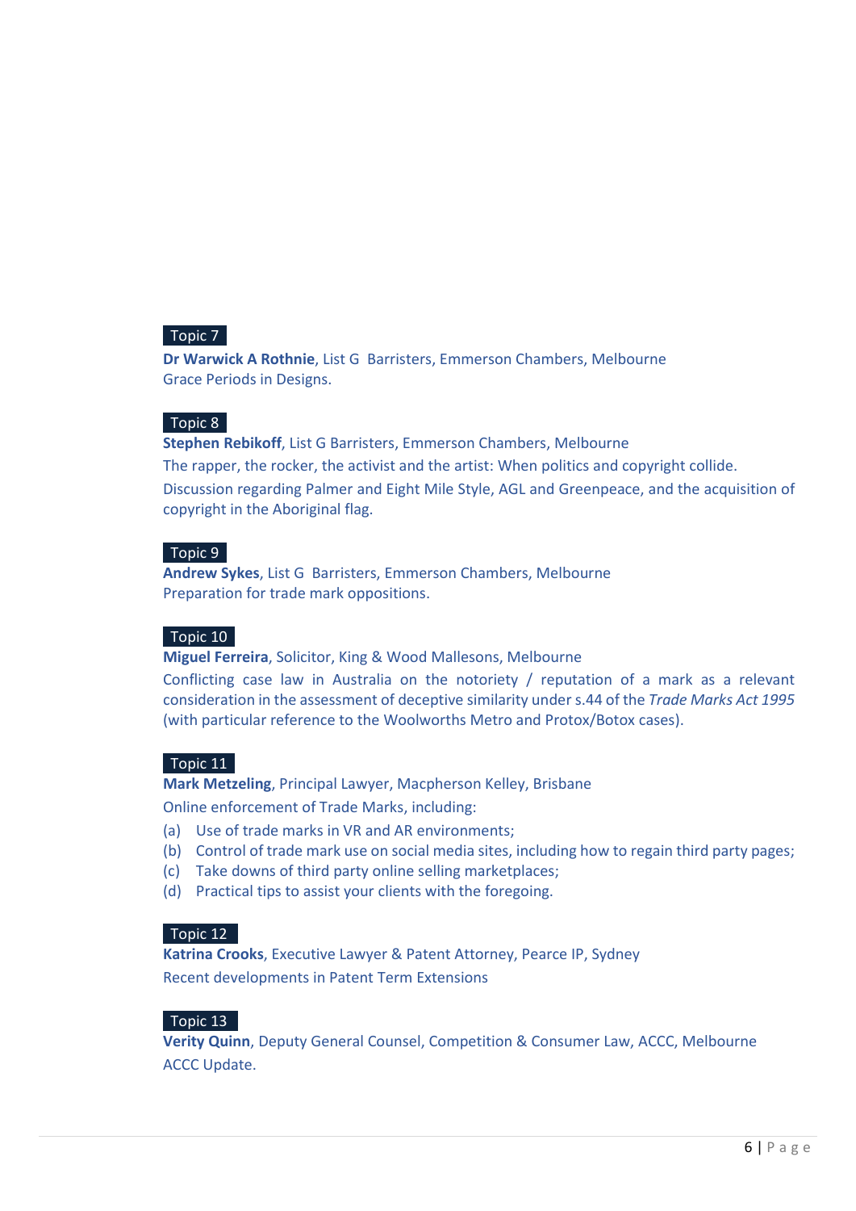### Topic 7

**Dr Warwick A Rothnie**, List G Barristers, Emmerson Chambers, Melbourne
Grace Periods in Designs.

### Topic 8

**Stephen Rebikoff**, List G Barristers, Emmerson Chambers, Melbourne
The rapper, the rocker, the activist and the artist: When politics and copyright collide.
Discussion regarding Palmer and Eight Mile Style, AGL and Greenpeace, and the acquisition of copyright in the Aboriginal flag.

### Topic 9

**Andrew Sykes**, List G Barristers, Emmerson Chambers, Melbourne
Preparation for trade mark oppositions.

### Topic 10

**Miguel Ferreira**, Solicitor, King & Wood Mallesons, Melbourne
Conflicting case law in Australia on the notoriety / reputation of a mark as a relevant consideration in the assessment of deceptive similarity under s.44 of the *Trade Marks Act 1995* (with particular reference to the Woolworths Metro and Protox/Botox cases).

### Topic 11

**Mark Metzeling**, Principal Lawyer, Macpherson Kelley, Brisbane
Online enforcement of Trade Marks, including:

(a) Use of trade marks in VR and AR environments;
(b) Control of trade mark use on social media sites, including how to regain third party pages;
(c) Take downs of third party online selling marketplaces;
(d) Practical tips to assist your clients with the foregoing.

### Topic 12

**Katrina Crooks**, Executive Lawyer & Patent Attorney, Pearce IP, Sydney
Recent developments in Patent Term Extensions

### Topic 13

**Verity Quinn**, Deputy General Counsel, Competition & Consumer Law, ACCC, Melbourne
ACCC Update.